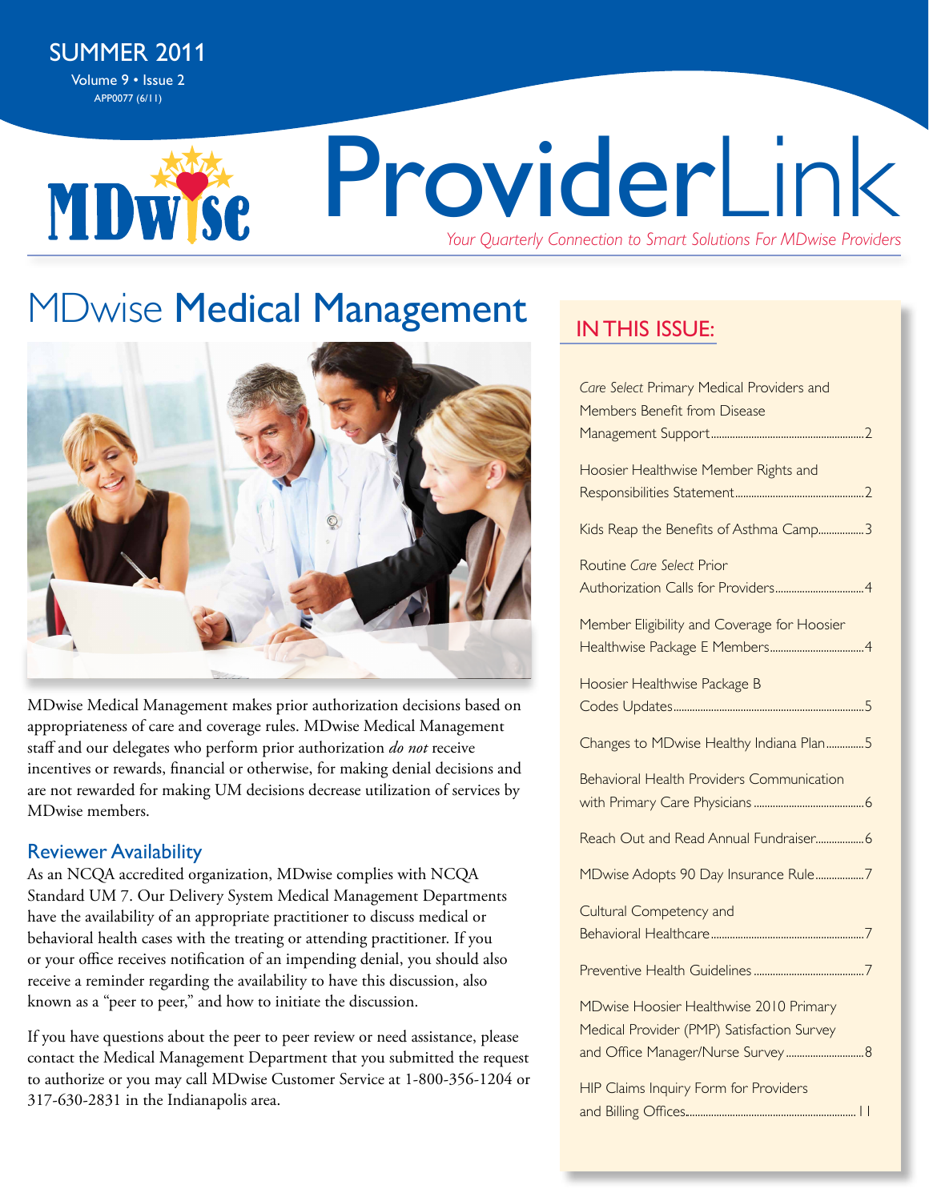SUMMER 2011

Volume 9 • Issue 2

APP0077 (6/11)

# ProviderLink

*Your Quarterly Connection to Smart Solutions For MDwise Providers*

## MDwise **Medical Management**

MDwise Medical Management makes prior authorization decisions based on appropriateness of care and coverage rules. MDwise Medical Management staff and our delegates who perform prior authorization *do not* receive incentives or rewards, financial or otherwise, for making denial decisions and are not rewarded for making UM decisions decrease utilization of services by MDwise members.

### Reviewer Availability

As an NCQA accredited organization, MDwise complies with NCQA Standard UM 7. Our Delivery System Medical Management Departments have the availability of an appropriate practitioner to discuss medical or behavioral health cases with the treating or attending practitioner. If you or your office receives notification of an impending denial, you should also receive a reminder regarding the availability to have this discussion, also known as a "peer to peer," and how to initiate the discussion.

If you have questions about the peer to peer review or need assistance, please contact the Medical Management Department that you submitted the request to authorize or you may call MDwise Customer Service at 1-800-356-1204 or 317-630-2831 in the Indianapolis area.

## IN THIS ISSUE:

- *Care Select* Primary Medical Providers and Members Benefit from Disease Management Support....2
- Hoosier Healthwise Member Rights and Responsibilities Statement....2
- Kids Reap the Benefits of Asthma Camp....3
- Routine *Care Select* Prior Authorization Calls for Providers....4
- Member Eligibility and Coverage for Hoosier Healthwise Package E Members....4
- Hoosier Healthwise Package B Codes Updates....5
- Changes to MDwise Healthy Indiana Plan....5
- Behavioral Health Providers Communication with Primary Care Physicians....6
- Reach Out and Read Annual Fundraiser....6
- MDwise Adopts 90 Day Insurance Rule....7
- Cultural Competency and Behavioral Healthcare....7
- Preventive Health Guidelines....7
- MDwise Hoosier Healthwise 2010 Primary Medical Provider (PMP) Satisfaction Survey and Office Manager/Nurse Survey....8
- HIP Claims Inquiry Form for Providers and Billing Offices....11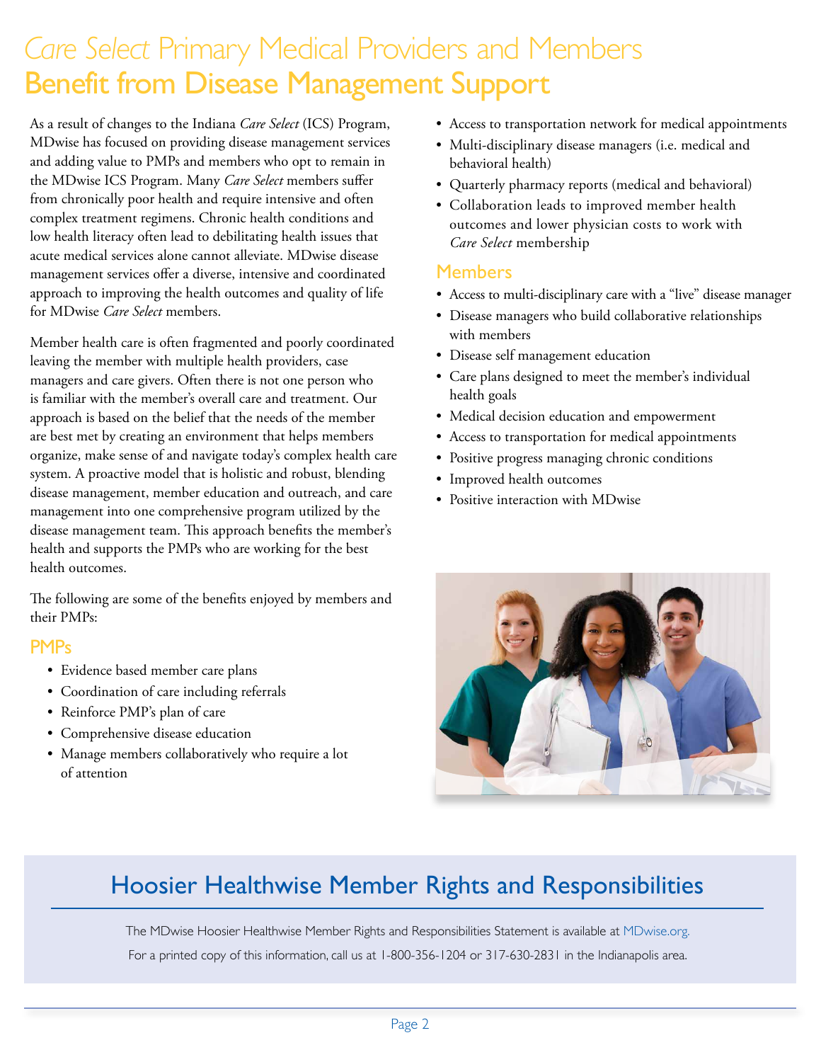# *Care Select* Primary Medical Providers and Members Benefit from Disease Management Support

As a result of changes to the Indiana *Care Select* (ICS) Program, MDwise has focused on providing disease management services and adding value to PMPs and members who opt to remain in the MDwise ICS Program. Many *Care Select* members suffer from chronically poor health and require intensive and often complex treatment regimens. Chronic health conditions and low health literacy often lead to debilitating health issues that acute medical services alone cannot alleviate. MDwise disease management services offer a diverse, intensive and coordinated approach to improving the health outcomes and quality of life for MDwise *Care Select* members.

Member health care is often fragmented and poorly coordinated leaving the member with multiple health providers, case managers and care givers. Often there is not one person who is familiar with the member's overall care and treatment. Our approach is based on the belief that the needs of the member are best met by creating an environment that helps members organize, make sense of and navigate today's complex health care system. A proactive model that is holistic and robust, blending disease management, member education and outreach, and care management into one comprehensive program utilized by the disease management team. This approach benefits the member's health and supports the PMPs who are working for the best health outcomes.

The following are some of the benefits enjoyed by members and their PMPs:

## PMPs

- Evidence based member care plans
- Coordination of care including referrals
- Reinforce PMP's plan of care
- Comprehensive disease education
- Manage members collaboratively who require a lot of attention
- Access to transportation network for medical appointments
- Multi-disciplinary disease managers (i.e. medical and behavioral health)
- Quarterly pharmacy reports (medical and behavioral)
- Collaboration leads to improved member health outcomes and lower physician costs to work with *Care Select* membership

## Members

- Access to multi-disciplinary care with a "live" disease manager
- Disease managers who build collaborative relationships with members
- Disease self management education
- Care plans designed to meet the member's individual health goals
- Medical decision education and empowerment
- Access to transportation for medical appointments
- Positive progress managing chronic conditions
- Improved health outcomes
- Positive interaction with MDwise

## Hoosier Healthwise Member Rights and Responsibilities

The MDwise Hoosier Healthwise Member Rights and Responsibilities Statement is available at MDwise.org.

For a printed copy of this information, call us at 1-800-356-1204 or 317-630-2831 in the Indianapolis area.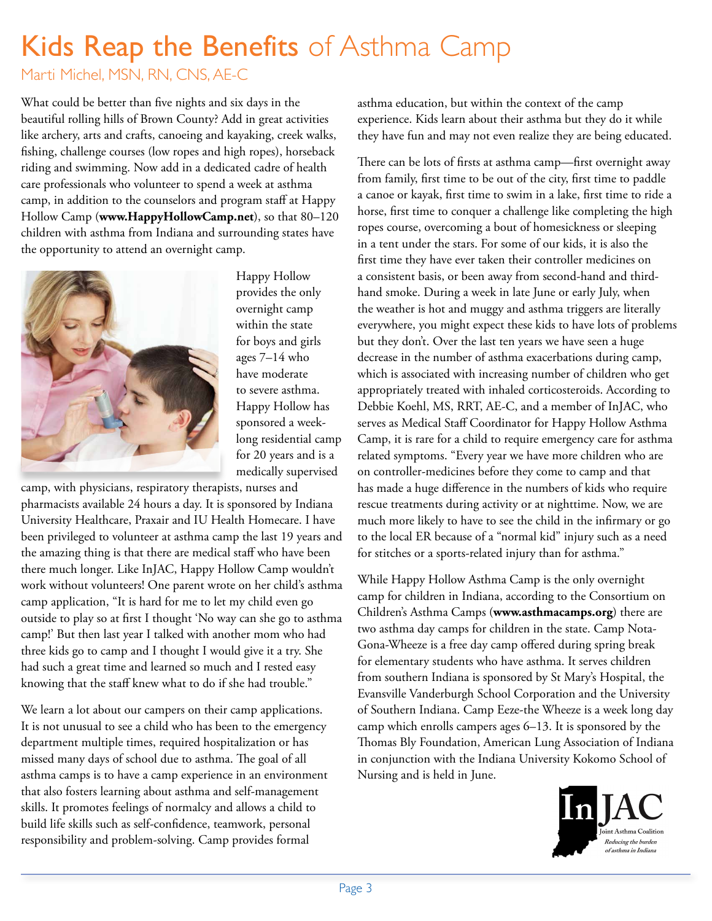# Kids Reap the Benefits of Asthma Camp

Marti Michel, MSN, RN, CNS, AE-C

What could be better than five nights and six days in the beautiful rolling hills of Brown County? Add in great activities like archery, arts and crafts, canoeing and kayaking, creek walks, fishing, challenge courses (low ropes and high ropes), horseback riding and swimming. Now add in a dedicated cadre of health care professionals who volunteer to spend a week at asthma camp, in addition to the counselors and program staff at Happy Hollow Camp (**www.HappyHollowCamp.net**), so that 80–120 children with asthma from Indiana and surrounding states have the opportunity to attend an overnight camp.

Happy Hollow provides the only overnight camp within the state for boys and girls ages 7–14 who have moderate to severe asthma. Happy Hollow has sponsored a week-long residential camp for 20 years and is a medically supervised camp, with physicians, respiratory therapists, nurses and pharmacists available 24 hours a day. It is sponsored by Indiana University Healthcare, Praxair and IU Health Homecare. I have been privileged to volunteer at asthma camp the last 19 years and the amazing thing is that there are medical staff who have been there much longer. Like InJAC, Happy Hollow Camp wouldn't work without volunteers! One parent wrote on her child's asthma camp application, "It is hard for me to let my child even go outside to play so at first I thought 'No way can she go to asthma camp!' But then last year I talked with another mom who had three kids go to camp and I thought I would give it a try. She had such a great time and learned so much and I rested easy knowing that the staff knew what to do if she had trouble."

We learn a lot about our campers on their camp applications. It is not unusual to see a child who has been to the emergency department multiple times, required hospitalization or has missed many days of school due to asthma. The goal of all asthma camps is to have a camp experience in an environment that also fosters learning about asthma and self-management skills. It promotes feelings of normalcy and allows a child to build life skills such as self-confidence, teamwork, personal responsibility and problem-solving. Camp provides formal asthma education, but within the context of the camp experience. Kids learn about their asthma but they do it while they have fun and may not even realize they are being educated.

There can be lots of firsts at asthma camp—first overnight away from family, first time to be out of the city, first time to paddle a canoe or kayak, first time to swim in a lake, first time to ride a horse, first time to conquer a challenge like completing the high ropes course, overcoming a bout of homesickness or sleeping in a tent under the stars. For some of our kids, it is also the first time they have ever taken their controller medicines on a consistent basis, or been away from second-hand and third-hand smoke. During a week in late June or early July, when the weather is hot and muggy and asthma triggers are literally everywhere, you might expect these kids to have lots of problems but they don't. Over the last ten years we have seen a huge decrease in the number of asthma exacerbations during camp, which is associated with increasing number of children who get appropriately treated with inhaled corticosteroids. According to Debbie Koehl, MS, RRT, AE-C, and a member of InJAC, who serves as Medical Staff Coordinator for Happy Hollow Asthma Camp, it is rare for a child to require emergency care for asthma related symptoms. "Every year we have more children who are on controller-medicines before they come to camp and that has made a huge difference in the numbers of kids who require rescue treatments during activity or at nighttime. Now, we are much more likely to have to see the child in the infirmary or go to the local ER because of a "normal kid" injury such as a need for stitches or a sports-related injury than for asthma."

While Happy Hollow Asthma Camp is the only overnight camp for children in Indiana, according to the Consortium on Children's Asthma Camps (**www.asthmacamps.org**) there are two asthma day camps for children in the state. Camp Nota-Gona-Wheeze is a free day camp offered during spring break for elementary students who have asthma. It serves children from southern Indiana is sponsored by St Mary's Hospital, the Evansville Vanderburgh School Corporation and the University of Southern Indiana. Camp Eeze-the Wheeze is a week long day camp which enrolls campers ages 6–13. It is sponsored by the Thomas Bly Foundation, American Lung Association of Indiana in conjunction with the Indiana University Kokomo School of Nursing and is held in June.

InJAC
Joint Asthma Coalition
*Reducing the burden of asthma in Indiana*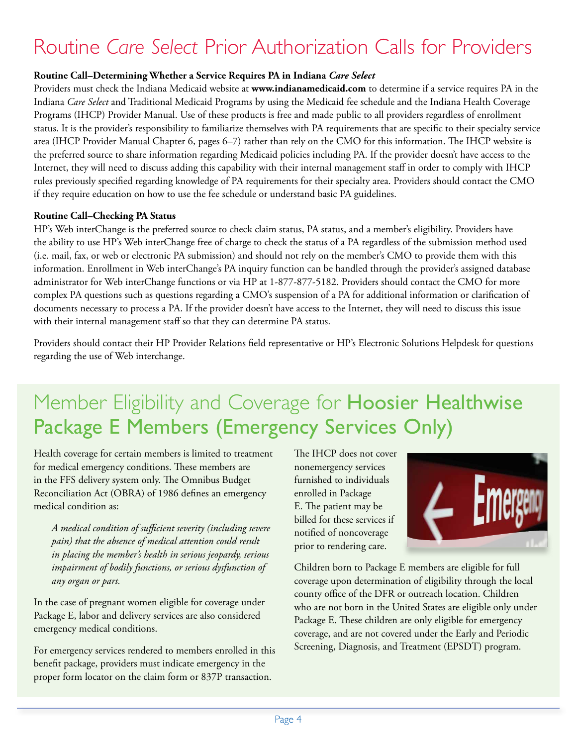# Routine *Care Select* Prior Authorization Calls for Providers

**Routine Call–Determining Whether a Service Requires PA in Indiana *Care Select***

Providers must check the Indiana Medicaid website at **www.indianamedicaid.com** to determine if a service requires PA in the Indiana *Care Select* and Traditional Medicaid Programs by using the Medicaid fee schedule and the Indiana Health Coverage Programs (IHCP) Provider Manual. Use of these products is free and made public to all providers regardless of enrollment status. It is the provider's responsibility to familiarize themselves with PA requirements that are specific to their specialty service area (IHCP Provider Manual Chapter 6, pages 6–7) rather than rely on the CMO for this information. The IHCP website is the preferred source to share information regarding Medicaid policies including PA. If the provider doesn't have access to the Internet, they will need to discuss adding this capability with their internal management staff in order to comply with IHCP rules previously specified regarding knowledge of PA requirements for their specialty area. Providers should contact the CMO if they require education on how to use the fee schedule or understand basic PA guidelines.

**Routine Call–Checking PA Status**

HP's Web interChange is the preferred source to check claim status, PA status, and a member's eligibility. Providers have the ability to use HP's Web interChange free of charge to check the status of a PA regardless of the submission method used (i.e. mail, fax, or web or electronic PA submission) and should not rely on the member's CMO to provide them with this information. Enrollment in Web interChange's PA inquiry function can be handled through the provider's assigned database administrator for Web interChange functions or via HP at 1-877-877-5182. Providers should contact the CMO for more complex PA questions such as questions regarding a CMO's suspension of a PA for additional information or clarification of documents necessary to process a PA. If the provider doesn't have access to the Internet, they will need to discuss this issue with their internal management staff so that they can determine PA status.

Providers should contact their HP Provider Relations field representative or HP's Electronic Solutions Helpdesk for questions regarding the use of Web interchange.

# Member Eligibility and Coverage for Hoosier Healthwise Package E Members (Emergency Services Only)

Health coverage for certain members is limited to treatment for medical emergency conditions. These members are in the FFS delivery system only. The Omnibus Budget Reconciliation Act (OBRA) of 1986 defines an emergency medical condition as:

> *A medical condition of sufficient severity (including severe pain) that the absence of medical attention could result in placing the member's health in serious jeopardy, serious impairment of bodily functions, or serious dysfunction of any organ or part.*

In the case of pregnant women eligible for coverage under Package E, labor and delivery services are also considered emergency medical conditions.

For emergency services rendered to members enrolled in this benefit package, providers must indicate emergency in the proper form locator on the claim form or 837P transaction.

The IHCP does not cover nonemergency services furnished to individuals enrolled in Package E. The patient may be billed for these services if notified of noncoverage prior to rendering care.

Children born to Package E members are eligible for full coverage upon determination of eligibility through the local county office of the DFR or outreach location. Children who are not born in the United States are eligible only under Package E. These children are only eligible for emergency coverage, and are not covered under the Early and Periodic Screening, Diagnosis, and Treatment (EPSDT) program.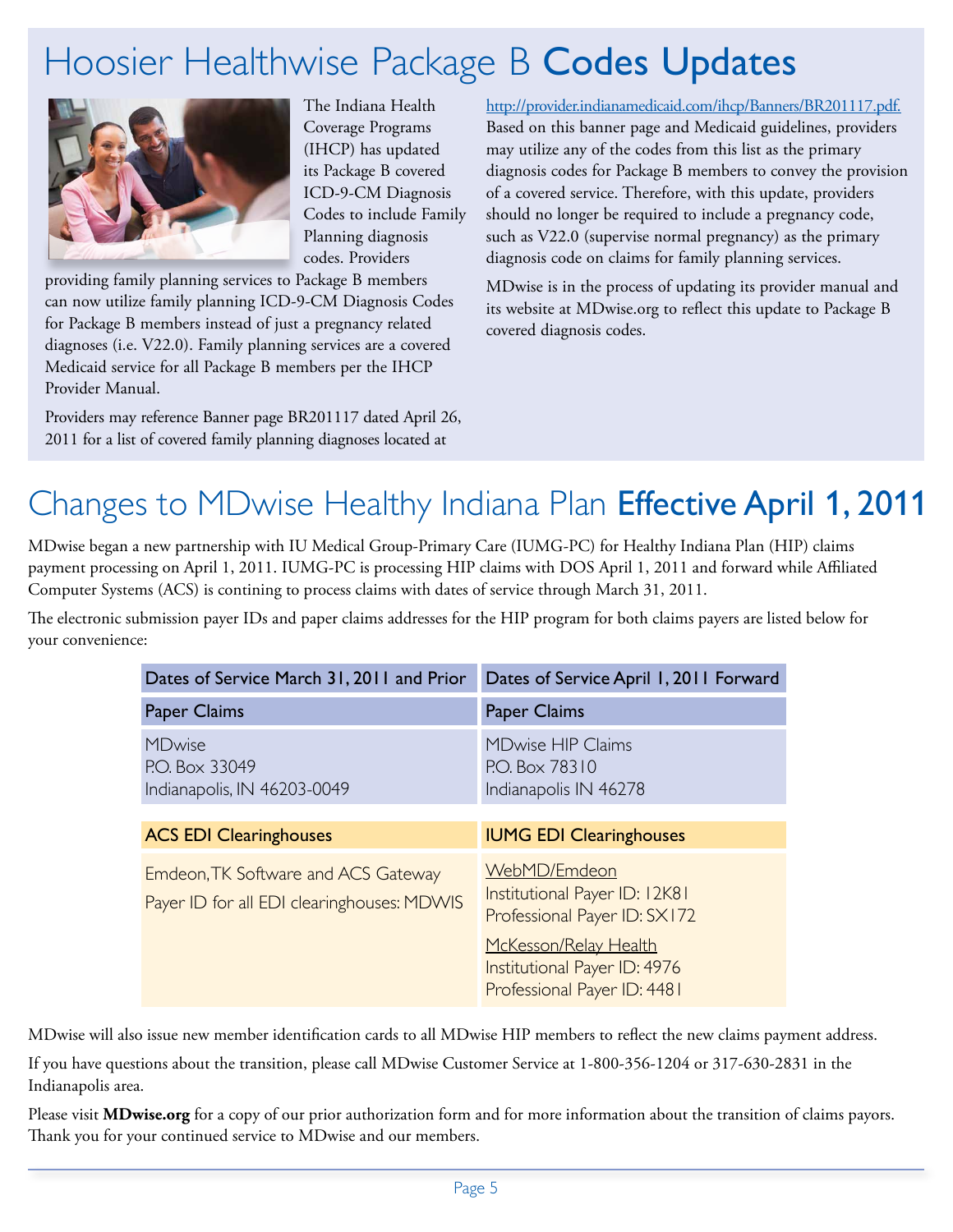# Hoosier Healthwise Package B **Codes Updates**

The Indiana Health Coverage Programs (IHCP) has updated its Package B covered ICD-9-CM Diagnosis Codes to include Family Planning diagnosis codes. Providers providing family planning services to Package B members can now utilize family planning ICD-9-CM Diagnosis Codes for Package B members instead of just a pregnancy related diagnoses (i.e. V22.0). Family planning services are a covered Medicaid service for all Package B members per the IHCP Provider Manual.

Providers may reference Banner page BR201117 dated April 26, 2011 for a list of covered family planning diagnoses located at http://provider.indianamedicaid.com/ihcp/Banners/BR201117.pdf. Based on this banner page and Medicaid guidelines, providers may utilize any of the codes from this list as the primary diagnosis codes for Package B members to convey the provision of a covered service. Therefore, with this update, providers should no longer be required to include a pregnancy code, such as V22.0 (supervise normal pregnancy) as the primary diagnosis code on claims for family planning services.

MDwise is in the process of updating its provider manual and its website at MDwise.org to reflect this update to Package B covered diagnosis codes.

# Changes to MDwise Healthy Indiana Plan **Effective April 1, 2011**

MDwise began a new partnership with IU Medical Group-Primary Care (IUMG-PC) for Healthy Indiana Plan (HIP) claims payment processing on April 1, 2011. IUMG-PC is processing HIP claims with DOS April 1, 2011 and forward while Affiliated Computer Systems (ACS) is contining to process claims with dates of service through March 31, 2011.

The electronic submission payer IDs and paper claims addresses for the HIP program for both claims payers are listed below for your convenience:

| Dates of Service March 31, 2011 and Prior | Dates of Service April 1, 2011 Forward |
|---|---|
| **Paper Claims** | **Paper Claims** |
| MDwise<br>P.O. Box 33049<br>Indianapolis, IN 46203-0049 | MDwise HIP Claims<br>P.O. Box 78310<br>Indianapolis IN 46278 |
| **ACS EDI Clearinghouses** | **IUMG EDI Clearinghouses** |
| Emdeon, TK Software and ACS Gateway<br>Payer ID for all EDI clearinghouses: MDWIS | WebMD/Emdeon<br>Institutional Payer ID: 12K81<br>Professional Payer ID: SX172<br><br>McKesson/Relay Health<br>Institutional Payer ID: 4976<br>Professional Payer ID: 4481 |

MDwise will also issue new member identification cards to all MDwise HIP members to reflect the new claims payment address.

If you have questions about the transition, please call MDwise Customer Service at 1-800-356-1204 or 317-630-2831 in the Indianapolis area.

Please visit **MDwise.org** for a copy of our prior authorization form and for more information about the transition of claims payors. Thank you for your continued service to MDwise and our members.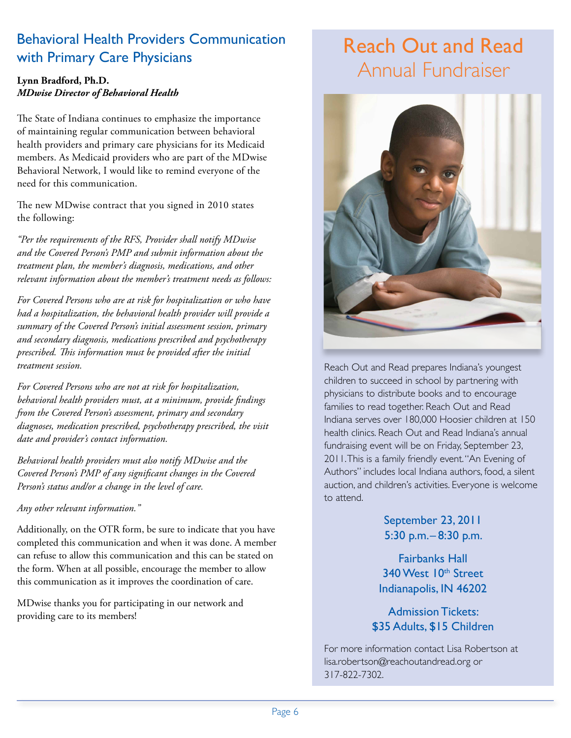## Behavioral Health Providers Communication with Primary Care Physicians

**Lynn Bradford, Ph.D.**
***MDwise Director of Behavioral Health***

The State of Indiana continues to emphasize the importance of maintaining regular communication between behavioral health providers and primary care physicians for its Medicaid members. As Medicaid providers who are part of the MDwise Behavioral Network, I would like to remind everyone of the need for this communication.

The new MDwise contract that you signed in 2010 states the following:

*"Per the requirements of the RFS, Provider shall notify MDwise and the Covered Person's PMP and submit information about the treatment plan, the member's diagnosis, medications, and other relevant information about the member's treatment needs as follows:*

*For Covered Persons who are at risk for hospitalization or who have had a hospitalization, the behavioral health provider will provide a summary of the Covered Person's initial assessment session, primary and secondary diagnosis, medications prescribed and psychotherapy prescribed. This information must be provided after the initial treatment session.*

*For Covered Persons who are not at risk for hospitalization, behavioral health providers must, at a minimum, provide findings from the Covered Person's assessment, primary and secondary diagnoses, medication prescribed, psychotherapy prescribed, the visit date and provider's contact information.*

*Behavioral health providers must also notify MDwise and the Covered Person's PMP of any significant changes in the Covered Person's status and/or a change in the level of care.*

*Any other relevant information."*

Additionally, on the OTR form, be sure to indicate that you have completed this communication and when it was done. A member can refuse to allow this communication and this can be stated on the form. When at all possible, encourage the member to allow this communication as it improves the coordination of care.

MDwise thanks you for participating in our network and providing care to its members!

## Reach Out and Read Annual Fundraiser

Reach Out and Read prepares Indiana's youngest children to succeed in school by partnering with physicians to distribute books and to encourage families to read together. Reach Out and Read Indiana serves over 180,000 Hoosier children at 150 health clinics. Reach Out and Read Indiana's annual fundraising event will be on Friday, September 23, 2011. This is a family friendly event. "An Evening of Authors" includes local Indiana authors, food, a silent auction, and children's activities. Everyone is welcome to attend.

September 23, 2011
5:30 p.m. – 8:30 p.m.

Fairbanks Hall
340 West 10th Street
Indianapolis, IN 46202

Admission Tickets:
$35 Adults, $15 Children

For more information contact Lisa Robertson at lisa.robertson@reachoutandread.org or 317-822-7302.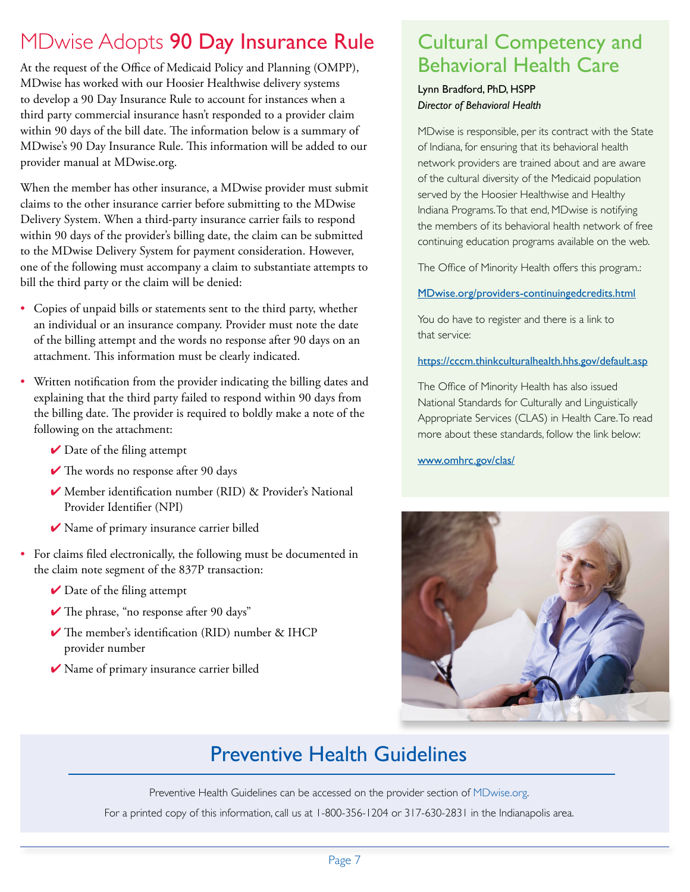# MDwise Adopts **90 Day Insurance Rule**

At the request of the Office of Medicaid Policy and Planning (OMPP), MDwise has worked with our Hoosier Healthwise delivery systems to develop a 90 Day Insurance Rule to account for instances when a third party commercial insurance hasn't responded to a provider claim within 90 days of the bill date. The information below is a summary of MDwise's 90 Day Insurance Rule. This information will be added to our provider manual at MDwise.org.

When the member has other insurance, a MDwise provider must submit claims to the other insurance carrier before submitting to the MDwise Delivery System. When a third-party insurance carrier fails to respond within 90 days of the provider's billing date, the claim can be submitted to the MDwise Delivery System for payment consideration. However, one of the following must accompany a claim to substantiate attempts to bill the third party or the claim will be denied:

- Copies of unpaid bills or statements sent to the third party, whether an individual or an insurance company. Provider must note the date of the billing attempt and the words no response after 90 days on an attachment. This information must be clearly indicated.
- Written notification from the provider indicating the billing dates and explaining that the third party failed to respond within 90 days from the billing date. The provider is required to boldly make a note of the following on the attachment:
  - ✔ Date of the filing attempt
  - ✔ The words no response after 90 days
  - ✔ Member identification number (RID) & Provider's National Provider Identifier (NPI)
  - ✔ Name of primary insurance carrier billed
- For claims filed electronically, the following must be documented in the claim note segment of the 837P transaction:
  - ✔ Date of the filing attempt
  - ✔ The phrase, "no response after 90 days"
  - ✔ The member's identification (RID) number & IHCP provider number
  - ✔ Name of primary insurance carrier billed

## Cultural Competency and Behavioral Health Care

Lynn Bradford, PhD, HSPP
*Director of Behavioral Health*

MDwise is responsible, per its contract with the State of Indiana, for ensuring that its behavioral health network providers are trained about and are aware of the cultural diversity of the Medicaid population served by the Hoosier Healthwise and Healthy Indiana Programs. To that end, MDwise is notifying the members of its behavioral health network of free continuing education programs available on the web.

The Office of Minority Health offers this program.:

MDwise.org/providers-continuingedcredits.html

You do have to register and there is a link to that service:

https://cccm.thinkculturalhealth.hhs.gov/default.asp

The Office of Minority Health has also issued National Standards for Culturally and Linguistically Appropriate Services (CLAS) in Health Care. To read more about these standards, follow the link below:

www.omhrc.gov/clas/

## Preventive Health Guidelines

Preventive Health Guidelines can be accessed on the provider section of MDwise.org.

For a printed copy of this information, call us at 1-800-356-1204 or 317-630-2831 in the Indianapolis area.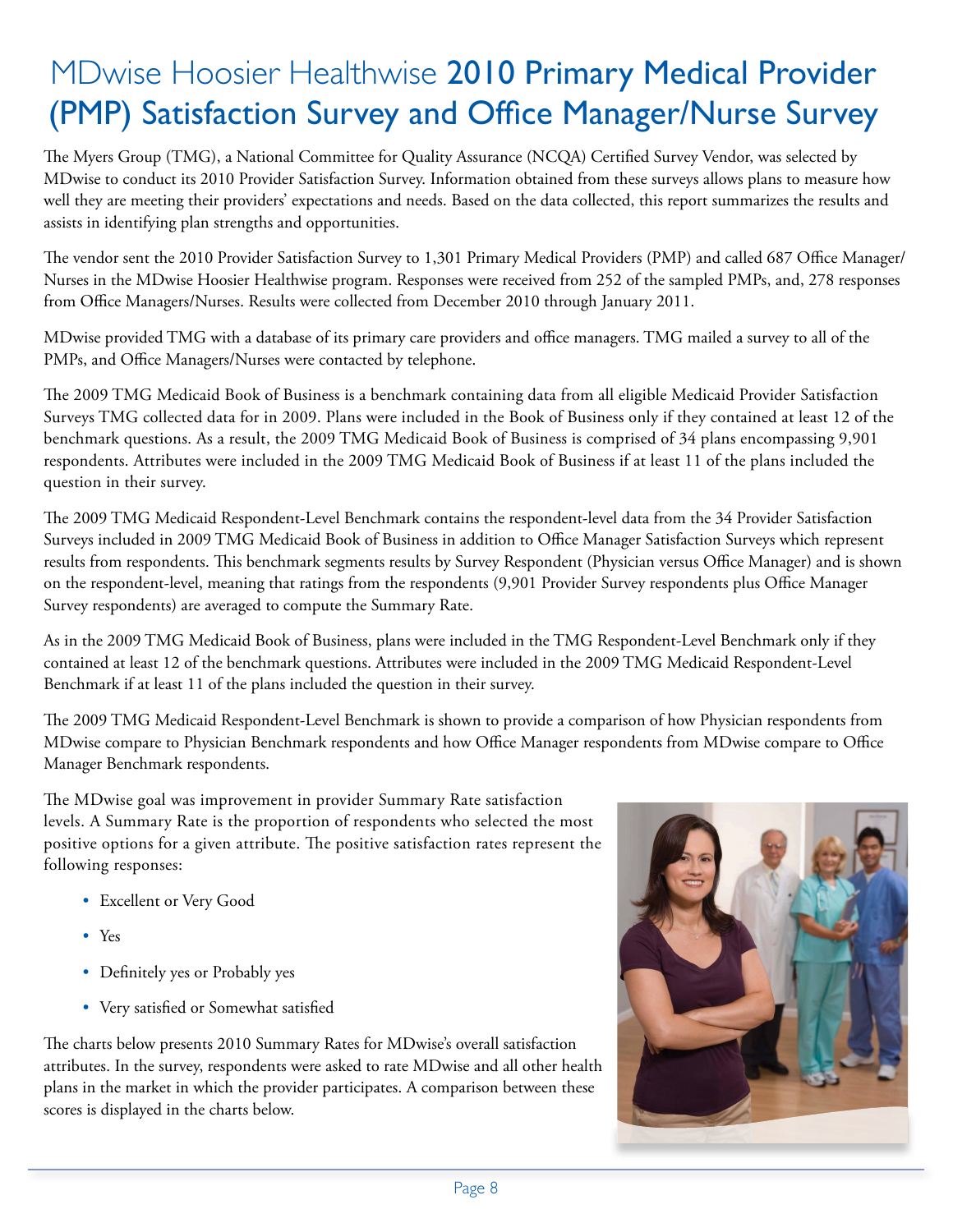# MDwise Hoosier Healthwise **2010 Primary Medical Provider (PMP) Satisfaction Survey and Office Manager/Nurse Survey**

The Myers Group (TMG), a National Committee for Quality Assurance (NCQA) Certified Survey Vendor, was selected by MDwise to conduct its 2010 Provider Satisfaction Survey. Information obtained from these surveys allows plans to measure how well they are meeting their providers' expectations and needs. Based on the data collected, this report summarizes the results and assists in identifying plan strengths and opportunities.

The vendor sent the 2010 Provider Satisfaction Survey to 1,301 Primary Medical Providers (PMP) and called 687 Office Manager/Nurses in the MDwise Hoosier Healthwise program. Responses were received from 252 of the sampled PMPs, and, 278 responses from Office Managers/Nurses. Results were collected from December 2010 through January 2011.

MDwise provided TMG with a database of its primary care providers and office managers. TMG mailed a survey to all of the PMPs, and Office Managers/Nurses were contacted by telephone.

The 2009 TMG Medicaid Book of Business is a benchmark containing data from all eligible Medicaid Provider Satisfaction Surveys TMG collected data for in 2009. Plans were included in the Book of Business only if they contained at least 12 of the benchmark questions. As a result, the 2009 TMG Medicaid Book of Business is comprised of 34 plans encompassing 9,901 respondents. Attributes were included in the 2009 TMG Medicaid Book of Business if at least 11 of the plans included the question in their survey.

The 2009 TMG Medicaid Respondent-Level Benchmark contains the respondent-level data from the 34 Provider Satisfaction Surveys included in 2009 TMG Medicaid Book of Business in addition to Office Manager Satisfaction Surveys which represent results from respondents. This benchmark segments results by Survey Respondent (Physician versus Office Manager) and is shown on the respondent-level, meaning that ratings from the respondents (9,901 Provider Survey respondents plus Office Manager Survey respondents) are averaged to compute the Summary Rate.

As in the 2009 TMG Medicaid Book of Business, plans were included in the TMG Respondent-Level Benchmark only if they contained at least 12 of the benchmark questions. Attributes were included in the 2009 TMG Medicaid Respondent-Level Benchmark if at least 11 of the plans included the question in their survey.

The 2009 TMG Medicaid Respondent-Level Benchmark is shown to provide a comparison of how Physician respondents from MDwise compare to Physician Benchmark respondents and how Office Manager respondents from MDwise compare to Office Manager Benchmark respondents.

The MDwise goal was improvement in provider Summary Rate satisfaction levels. A Summary Rate is the proportion of respondents who selected the most positive options for a given attribute. The positive satisfaction rates represent the following responses:

- Excellent or Very Good
- Yes
- Definitely yes or Probably yes
- Very satisfied or Somewhat satisfied

The charts below presents 2010 Summary Rates for MDwise's overall satisfaction attributes. In the survey, respondents were asked to rate MDwise and all other health plans in the market in which the provider participates. A comparison between these scores is displayed in the charts below.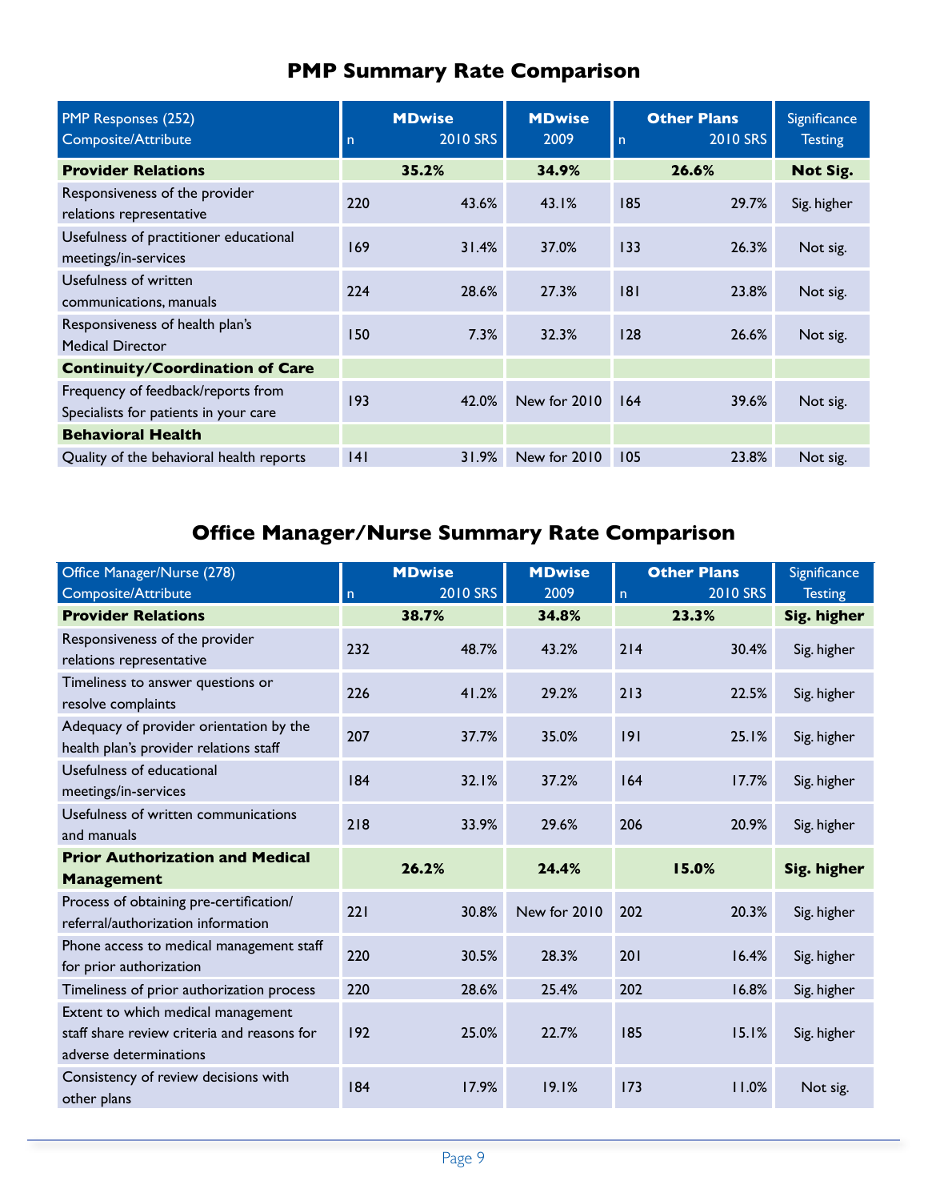## PMP Summary Rate Comparison

| PMP Responses (252) Composite/Attribute | MDwise n | MDwise 2010 SRS | MDwise 2009 | Other Plans n | Other Plans 2010 SRS | Significance Testing |
|---|---|---|---|---|---|---|
| **Provider Relations** | **35.2%** | | **34.9%** | **26.6%** | | **Not Sig.** |
| Responsiveness of the provider relations representative | 220 | 43.6% | 43.1% | 185 | 29.7% | Sig. higher |
| Usefulness of practitioner educational meetings/in-services | 169 | 31.4% | 37.0% | 133 | 26.3% | Not sig. |
| Usefulness of written communications, manuals | 224 | 28.6% | 27.3% | 181 | 23.8% | Not sig. |
| Responsiveness of health plan's Medical Director | 150 | 7.3% | 32.3% | 128 | 26.6% | Not sig. |
| **Continuity/Coordination of Care** | | | | | | |
| Frequency of feedback/reports from Specialists for patients in your care | 193 | 42.0% | New for 2010 | 164 | 39.6% | Not sig. |
| **Behavioral Health** | | | | | | |
| Quality of the behavioral health reports | 141 | 31.9% | New for 2010 | 105 | 23.8% | Not sig. |

## Office Manager/Nurse Summary Rate Comparison

| Office Manager/Nurse (278) Composite/Attribute | MDwise n | MDwise 2010 SRS | MDwise 2009 | Other Plans n | Other Plans 2010 SRS | Significance Testing |
|---|---|---|---|---|---|---|
| **Provider Relations** | **38.7%** | | **34.8%** | **23.3%** | | **Sig. higher** |
| Responsiveness of the provider relations representative | 232 | 48.7% | 43.2% | 214 | 30.4% | Sig. higher |
| Timeliness to answer questions or resolve complaints | 226 | 41.2% | 29.2% | 213 | 22.5% | Sig. higher |
| Adequacy of provider orientation by the health plan's provider relations staff | 207 | 37.7% | 35.0% | 191 | 25.1% | Sig. higher |
| Usefulness of educational meetings/in-services | 184 | 32.1% | 37.2% | 164 | 17.7% | Sig. higher |
| Usefulness of written communications and manuals | 218 | 33.9% | 29.6% | 206 | 20.9% | Sig. higher |
| **Prior Authorization and Medical Management** | **26.2%** | | **24.4%** | **15.0%** | | **Sig. higher** |
| Process of obtaining pre-certification/ referral/authorization information | 221 | 30.8% | New for 2010 | 202 | 20.3% | Sig. higher |
| Phone access to medical management staff for prior authorization | 220 | 30.5% | 28.3% | 201 | 16.4% | Sig. higher |
| Timeliness of prior authorization process | 220 | 28.6% | 25.4% | 202 | 16.8% | Sig. higher |
| Extent to which medical management staff share review criteria and reasons for adverse determinations | 192 | 25.0% | 22.7% | 185 | 15.1% | Sig. higher |
| Consistency of review decisions with other plans | 184 | 17.9% | 19.1% | 173 | 11.0% | Not sig. |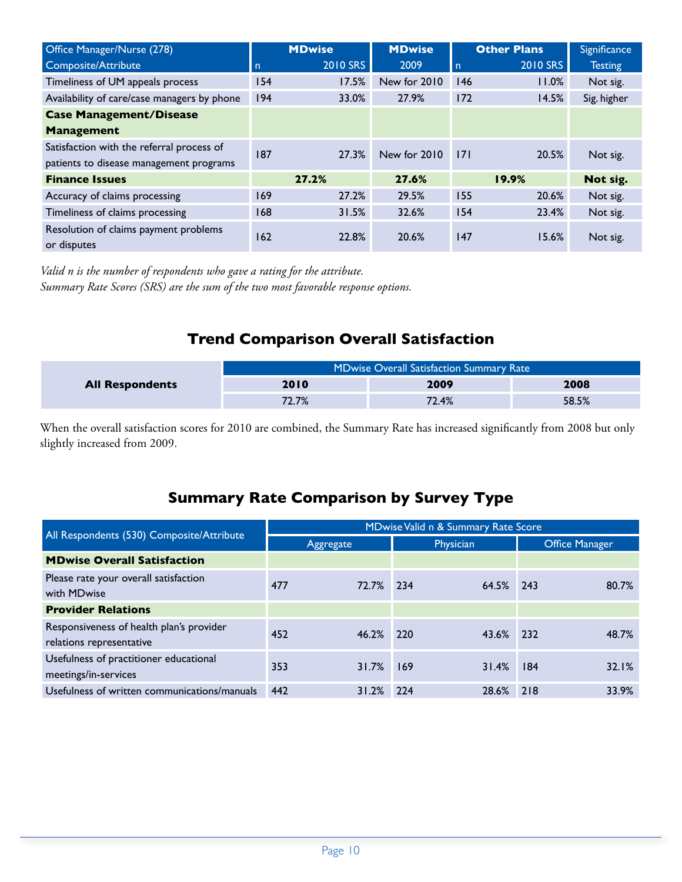| Office Manager/Nurse (278) | MDwise | | MDwise | Other Plans | | Significance |
|---|---|---|---|---|---|---|
| Composite/Attribute | n | 2010 SRS | 2009 | n | 2010 SRS | Testing |
| Timeliness of UM appeals process | 154 | 17.5% | New for 2010 | 146 | 11.0% | Not sig. |
| Availability of care/case managers by phone | 194 | 33.0% | 27.9% | 172 | 14.5% | Sig. higher |
| **Case Management/Disease Management** | | | | | | |
| Satisfaction with the referral process of patients to disease management programs | 187 | 27.3% | New for 2010 | 171 | 20.5% | Not sig. |
| **Finance Issues** | **27.2%** | | **27.6%** | **19.9%** | | **Not sig.** |
| Accuracy of claims processing | 169 | 27.2% | 29.5% | 155 | 20.6% | Not sig. |
| Timeliness of claims processing | 168 | 31.5% | 32.6% | 154 | 23.4% | Not sig. |
| Resolution of claims payment problems or disputes | 162 | 22.8% | 20.6% | 147 | 15.6% | Not sig. |

*Valid n is the number of respondents who gave a rating for the attribute.*
*Summary Rate Scores (SRS) are the sum of the two most favorable response options.*

## Trend Comparison Overall Satisfaction

| | MDwise Overall Satisfaction Summary Rate | | |
|---|---|---|---|
| **All Respondents** | **2010** | **2009** | **2008** |
| | 72.7% | 72.4% | 58.5% |

When the overall satisfaction scores for 2010 are combined, the Summary Rate has increased significantly from 2008 but only slightly increased from 2009.

## Summary Rate Comparison by Survey Type

| All Respondents (530) Composite/Attribute | MDwise Valid n & Summary Rate Score | | | | | |
|---|---|---|---|---|---|---|
| | Aggregate | | Physician | | Office Manager | |
| **MDwise Overall Satisfaction** | | | | | | |
| Please rate your overall satisfaction with MDwise | 477 | 72.7% | 234 | 64.5% | 243 | 80.7% |
| **Provider Relations** | | | | | | |
| Responsiveness of health plan's provider relations representative | 452 | 46.2% | 220 | 43.6% | 232 | 48.7% |
| Usefulness of practitioner educational meetings/in-services | 353 | 31.7% | 169 | 31.4% | 184 | 32.1% |
| Usefulness of written communications/manuals | 442 | 31.2% | 224 | 28.6% | 218 | 33.9% |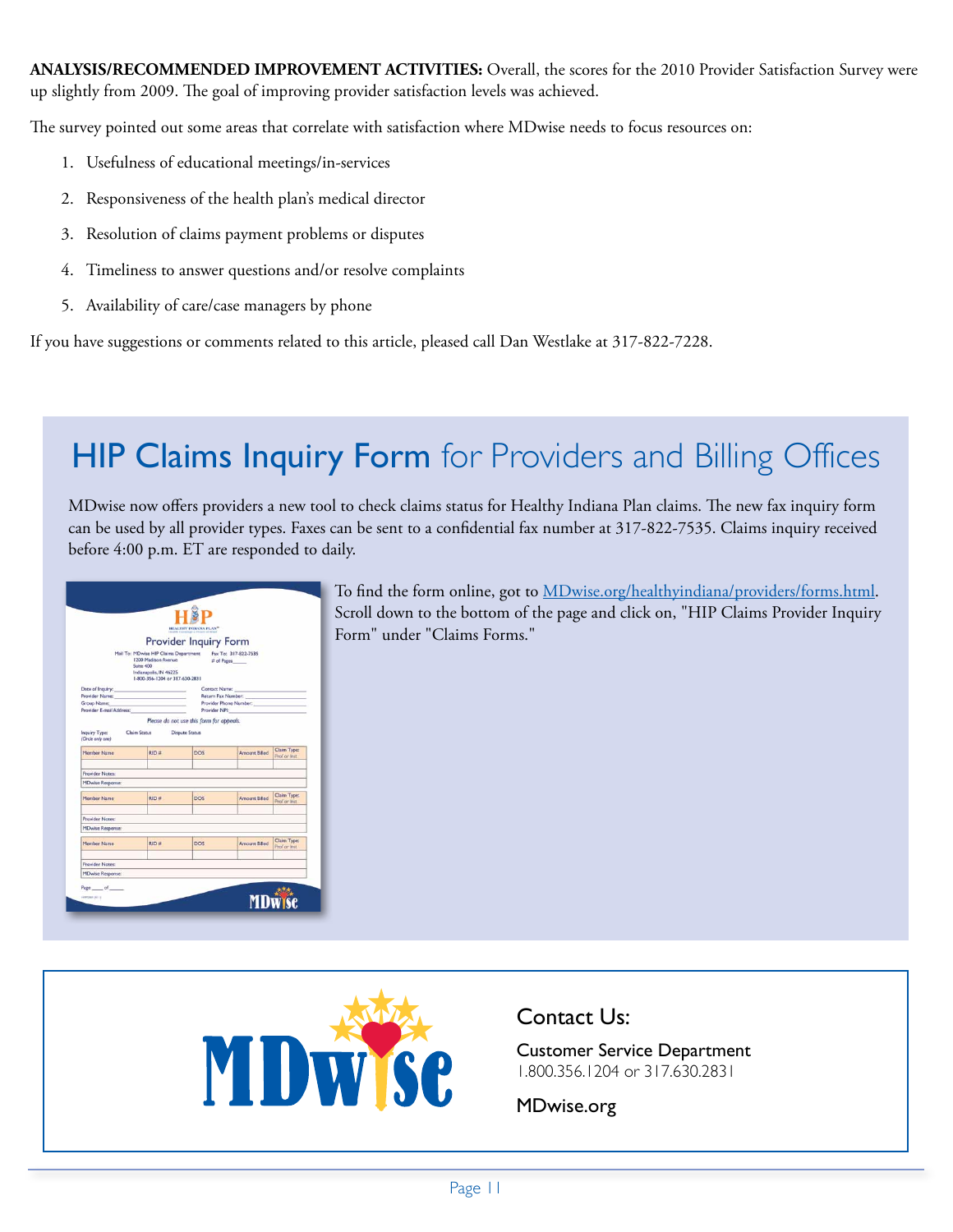**ANALYSIS/RECOMMENDED IMPROVEMENT ACTIVITIES:** Overall, the scores for the 2010 Provider Satisfaction Survey were up slightly from 2009. The goal of improving provider satisfaction levels was achieved.

The survey pointed out some areas that correlate with satisfaction where MDwise needs to focus resources on:

1. Usefulness of educational meetings/in-services
2. Responsiveness of the health plan's medical director
3. Resolution of claims payment problems or disputes
4. Timeliness to answer questions and/or resolve complaints
5. Availability of care/case managers by phone

If you have suggestions or comments related to this article, pleased call Dan Westlake at 317-822-7228.

## HIP Claims Inquiry Form for Providers and Billing Offices

MDwise now offers providers a new tool to check claims status for Healthy Indiana Plan claims. The new fax inquiry form can be used by all provider types. Faxes can be sent to a confidential fax number at 317-822-7535. Claims inquiry received before 4:00 p.m. ET are responded to daily.

To find the form online, got to [MDwise.org/healthyindiana/providers/forms.html](MDwise.org/healthyindiana/providers/forms.html). Scroll down to the bottom of the page and click on, "HIP Claims Provider Inquiry Form" under "Claims Forms."

Contact Us:

Customer Service Department
1.800.356.1204 or 317.630.2831

MDwise.org